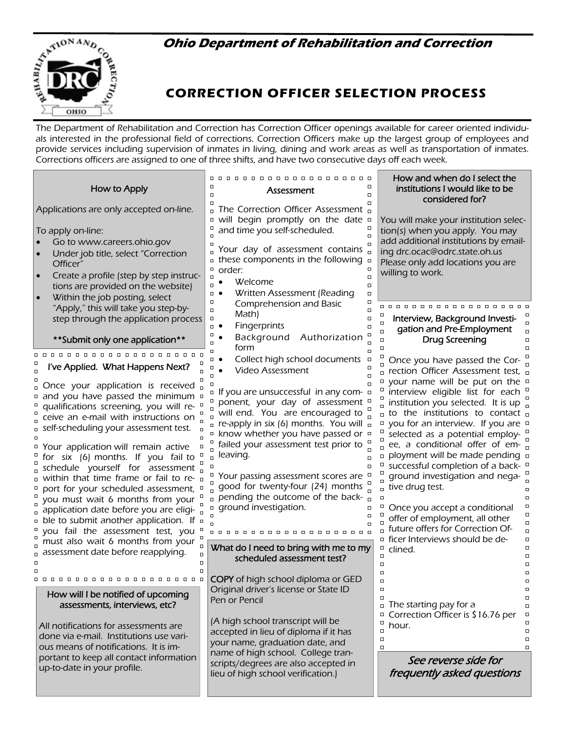# Ohio Department of Rehabilitation and Correction

## CORRECTION OFFICER SELECTION PROCESS

The Department of Rehabilitation and Correction has Correction Officer openings available for career oriented individuals interested in the professional field of corrections. Correction Officers make up the largest group of employees and provide services including supervision of inmates in living, dining and work areas as well as transportation of inmates. Corrections officers are assigned to one of three shifts, and have two consecutive days off each week.

### How to Apply

Applications are only accepted on-line.

To apply on-line:

- Go to www.careers.ohio.gov
- Under job title, select "Correction Officer"
- Create a profile (step by step instructions are provided on the website)
- Within the job posting, select "Apply," this will take you step-by-step through the application process

**Submit only one application**

### I've Applied. What Happens Next?

Once your application is received and you have passed the minimum qualifications screening, you will receive an e-mail with instructions on self-scheduling your assessment test.

Your application will remain active for six (6) months. If you fail to schedule yourself for assessment within that time frame or fail to report for your scheduled assessment, you must wait 6 months from your application date before you are eligible to submit another application. If you fail the assessment test, you must also wait 6 months from your assessment date before reapplying.

### How will I be notified of upcoming assessments, interviews, etc?

All notifications for assessments are done via e-mail. Institutions use various means of notifications. It is important to keep all contact information up-to-date in your profile.

### Assessment

The Correction Officer Assessment will begin promptly on the date and time you self-scheduled.

Your day of assessment contains these components in the following order:

- Welcome
- Written Assessment (Reading Comprehension and Basic Math)
- Fingerprints
- Background Authorization form
- Collect high school documents
- Video Assessment

If you are unsuccessful in any component, your day of assessment will end. You are encouraged to re-apply in six (6) months. You will know whether you have passed or failed your assessment test prior to leaving.

Your passing assessment scores are good for twenty-four (24) months pending the outcome of the background investigation.

### What do I need to bring with me to my scheduled assessment test?

**COPY** of high school diploma or GED
Original driver's license or State ID
Pen or Pencil

(A high school transcript will be accepted in lieu of diploma if it has your name, graduation date, and name of high school. College transcripts/degrees are also accepted in lieu of high school verification.)

### How and when do I select the institutions I would like to be considered for?

You will make your institution selection(s) when you apply. You may add additional institutions by emailing drc.ocac@odrc.state.oh.us Please only add locations you are willing to work.

### Interview, Background Investigation and Pre-Employment Drug Screening

Once you have passed the Correction Officer Assessment test, your name will be put on the interview eligible list for each institution you selected. It is up to the institutions to contact you for an interview. If you are selected as a potential employee, a conditional offer of employment will be made pending successful completion of a background investigation and negative drug test.

Once you accept a conditional offer of employment, all other future offers for Correction Officer Interviews should be declined.

The starting pay for a Correction Officer is $16.76 per hour.

*See reverse side for frequently asked questions*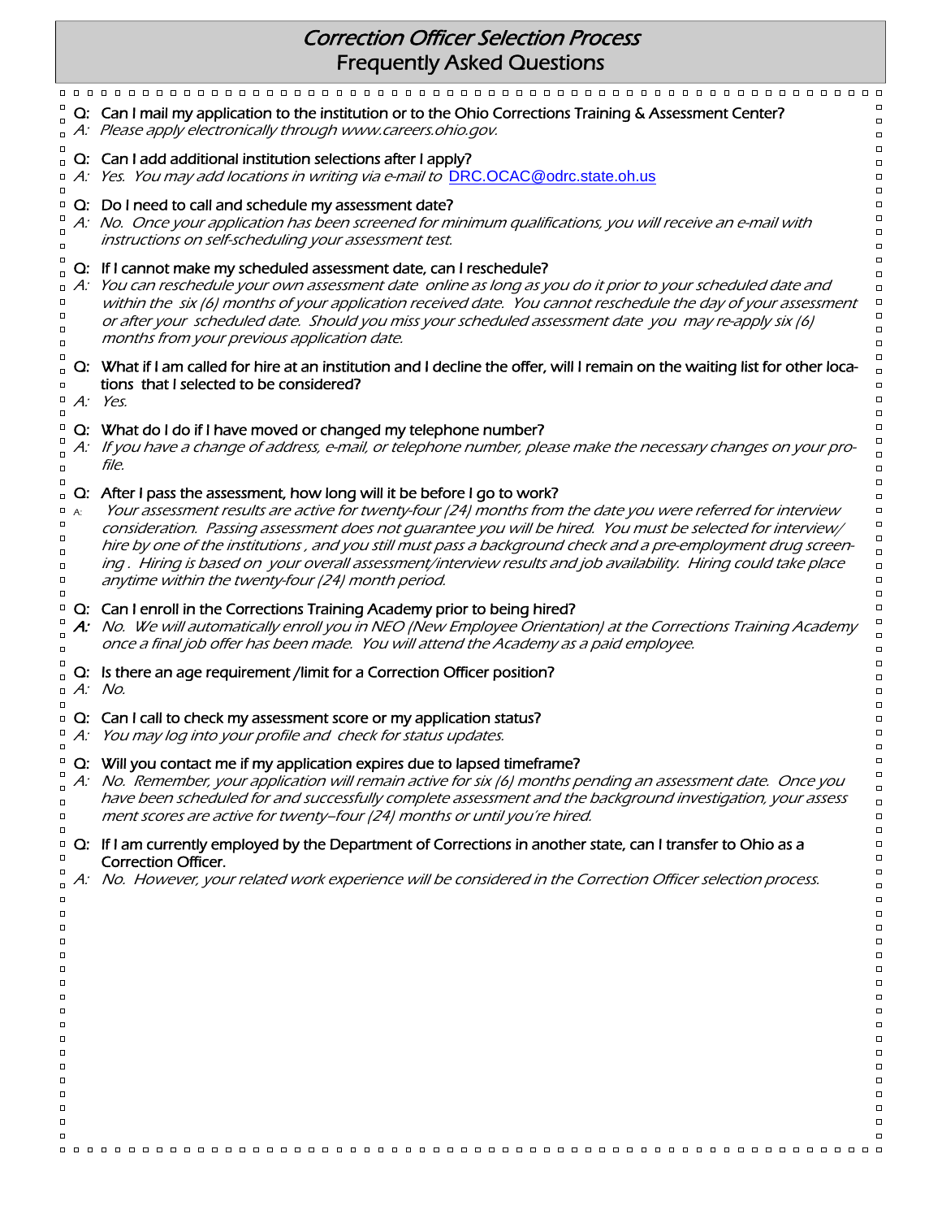# *Correction Officer Selection Process*
# Frequently Asked Questions

**Q: Can I mail my application to the institution or to the Ohio Corrections Training & Assessment Center?**
*A: Please apply electronically through www.careers.ohio.gov.*

**Q: Can I add additional institution selections after I apply?**
*A: Yes. You may add locations in writing via e-mail to* DRC.OCAC@odrc.state.oh.us

**Q: Do I need to call and schedule my assessment date?**
*A: No. Once your application has been screened for minimum qualifications, you will receive an e-mail with instructions on self-scheduling your assessment test.*

**Q: If I cannot make my scheduled assessment date, can I reschedule?**
*A: You can reschedule your own assessment date online as long as you do it prior to your scheduled date and within the six (6) months of your application received date. You cannot reschedule the day of your assessment or after your scheduled date. Should you miss your scheduled assessment date you may re-apply six (6) months from your previous application date.*

**Q: What if I am called for hire at an institution and I decline the offer, will I remain on the waiting list for other locations that I selected to be considered?**
*A: Yes.*

**Q: What do I do if I have moved or changed my telephone number?**
*A: If you have a change of address, e-mail, or telephone number, please make the necessary changes on your profile.*

**Q: After I pass the assessment, how long will it be before I go to work?**
*A: Your assessment results are active for twenty-four (24) months from the date you were referred for interview consideration. Passing assessment does not guarantee you will be hired. You must be selected for interview/hire by one of the institutions , and you still must pass a background check and a pre-employment drug screening . Hiring is based on your overall assessment/interview results and job availability. Hiring could take place anytime within the twenty-four (24) month period.*

**Q: Can I enroll in the Corrections Training Academy prior to being hired?**
*A: No. We will automatically enroll you in NEO (New Employee Orientation) at the Corrections Training Academy once a final job offer has been made. You will attend the Academy as a paid employee.*

**Q: Is there an age requirement /limit for a Correction Officer position?**
*A: No.*

**Q: Can I call to check my assessment score or my application status?**
*A: You may log into your profile and check for status updates.*

**Q: Will you contact me if my application expires due to lapsed timeframe?**
*A: No. Remember, your application will remain active for six (6) months pending an assessment date. Once you have been scheduled for and successfully complete assessment and the background investigation, your assessment scores are active for twenty–four (24) months or until you're hired.*

**Q: If I am currently employed by the Department of Corrections in another state, can I transfer to Ohio as a Correction Officer.**
*A: No. However, your related work experience will be considered in the Correction Officer selection process.*